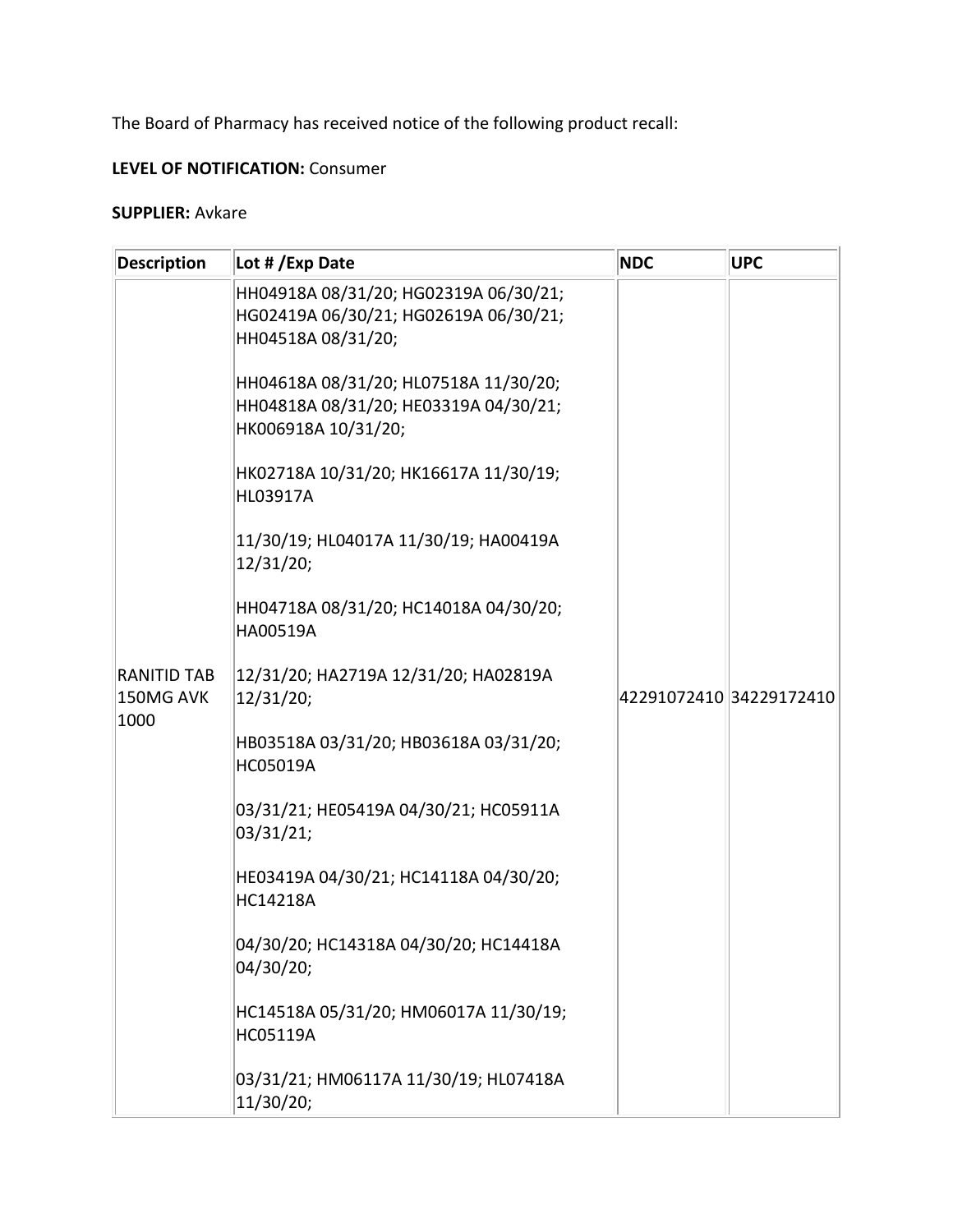The Board of Pharmacy has received notice of the following product recall:

**LEVEL OF NOTIFICATION:** Consumer

**SUPPLIER:** Avkare

| Description | Lot # /Exp Date | NDC | UPC |
|---|---|---|---|
| RANITID TAB 150MG AVK 1000 | HH04918A 08/31/20; HG02319A 06/30/21; HG02419A 06/30/21; HG02619A 06/30/21; HH04518A 08/31/20; HH04618A 08/31/20; HL07518A 11/30/20; HH04818A 08/31/20; HE03319A 04/30/21; HK006918A 10/31/20; HK02718A 10/31/20; HK16617A 11/30/19; HL03917A 11/30/19; HL04017A 11/30/19; HA00419A 12/31/20; HH04718A 08/31/20; HC14018A 04/30/20; HA00519A 12/31/20; HA2719A 12/31/20; HA02819A 12/31/20; HB03518A 03/31/20; HB03618A 03/31/20; HC05019A 03/31/21; HE05419A 04/30/21; HC05911A 03/31/21; HE03419A 04/30/21; HC14118A 04/30/20; HC14218A 04/30/20; HC14318A 04/30/20; HC14418A 04/30/20; HC14518A 05/31/20; HM06017A 11/30/19; HC05119A 03/31/21; HM06117A 11/30/19; HL07418A 11/30/20; | 42291072410 | 34229172410 |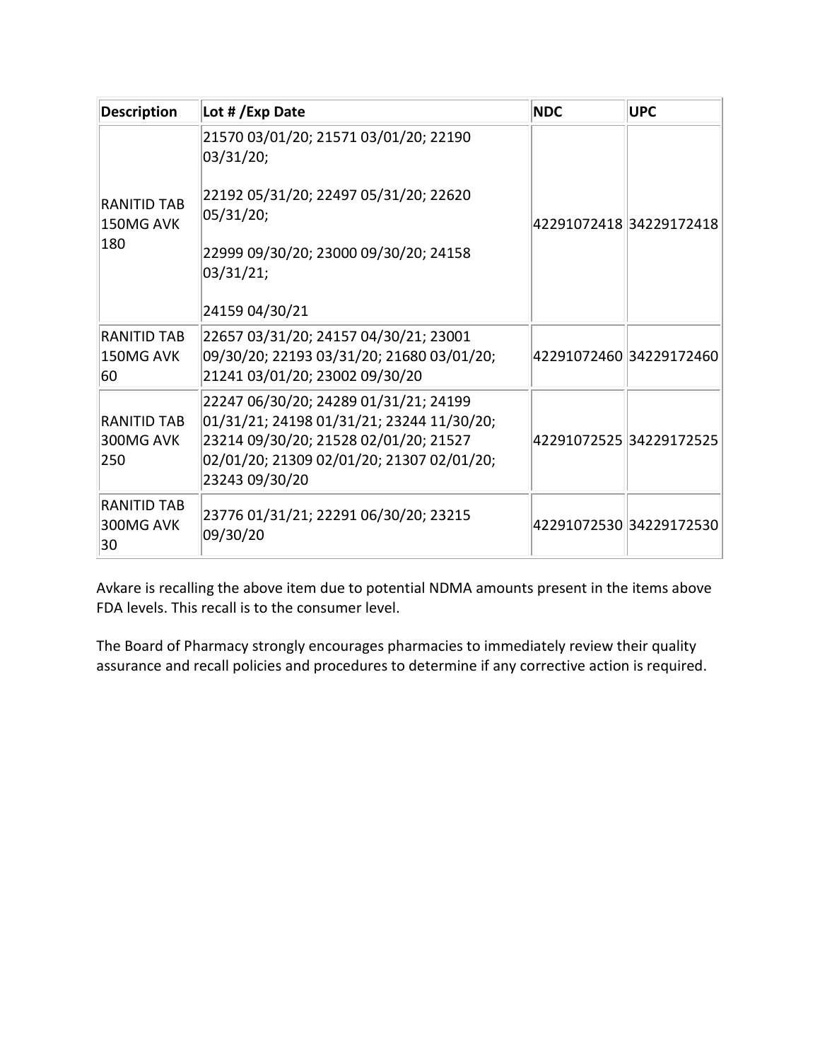| Description | Lot # /Exp Date | NDC | UPC |
| --- | --- | --- | --- |
| RANITID TAB 150MG AVK 180 | 21570 03/01/20; 21571 03/01/20; 22190 03/31/20; 22192 05/31/20; 22497 05/31/20; 22620 05/31/20; 22999 09/30/20; 23000 09/30/20; 24158 03/31/21; 24159 04/30/21 | 42291072418 | 34229172418 |
| RANITID TAB 150MG AVK 60 | 22657 03/31/20; 24157 04/30/21; 23001 09/30/20; 22193 03/31/20; 21680 03/01/20; 21241 03/01/20; 23002 09/30/20 | 42291072460 | 34229172460 |
| RANITID TAB 300MG AVK 250 | 22247 06/30/20; 24289 01/31/21; 24199 01/31/21; 24198 01/31/21; 23244 11/30/20; 23214 09/30/20; 21528 02/01/20; 21527 02/01/20; 21309 02/01/20; 21307 02/01/20; 23243 09/30/20 | 42291072525 | 34229172525 |
| RANITID TAB 300MG AVK 30 | 23776 01/31/21; 22291 06/30/20; 23215 09/30/20 | 42291072530 | 34229172530 |

Avkare is recalling the above item due to potential NDMA amounts present in the items above FDA levels. This recall is to the consumer level.

The Board of Pharmacy strongly encourages pharmacies to immediately review their quality assurance and recall policies and procedures to determine if any corrective action is required.